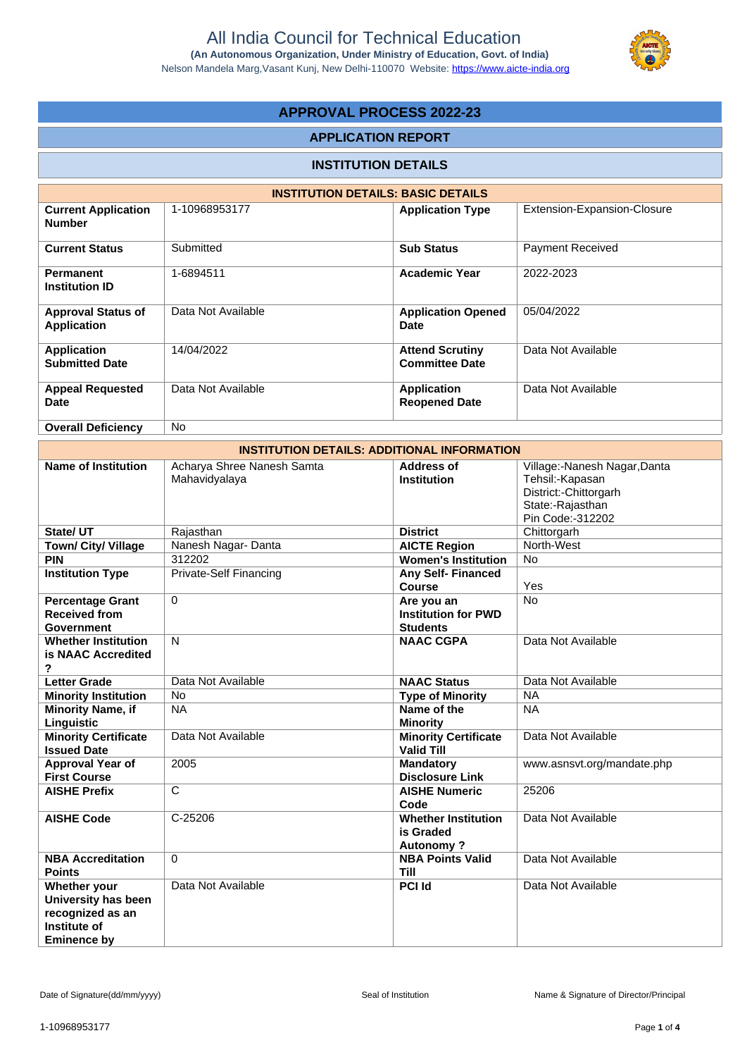# All India Council for Technical Education

**(An Autonomous Organization, Under Ministry of Education, Govt. of India)**

Nelson Mandela Marg,Vasant Kunj, New Delhi-110070 Website: https://www.aicte-india.org

## APPROVAL PROCESS 2022-23

### APPLICATION REPORT

### INSTITUTION DETAILS

| INSTITUTION DETAILS: BASIC DETAILS | | | |
|---|---|---|---|
| **Current Application Number** | 1-10968953177 | **Application Type** | Extension-Expansion-Closure |
| **Current Status** | Submitted | **Sub Status** | Payment Received |
| **Permanent Institution ID** | 1-6894511 | **Academic Year** | 2022-2023 |
| **Approval Status of Application** | Data Not Available | **Application Opened Date** | 05/04/2022 |
| **Application Submitted Date** | 14/04/2022 | **Attend Scrutiny Committee Date** | Data Not Available |
| **Appeal Requested Date** | Data Not Available | **Application Reopened Date** | Data Not Available |
| **Overall Deficiency** | No | | |

| INSTITUTION DETAILS: ADDITIONAL INFORMATION | | | |
|---|---|---|---|
| **Name of Institution** | Acharya Shree Nanesh Samta Mahavidyalaya | **Address of Institution** | Village:-Nanesh Nagar,Danta Tehsil:-Kapasan District:-Chittorgarh State:-Rajasthan Pin Code:-312202 |
| **State/ UT** | Rajasthan | **District** | Chittorgarh |
| **Town/ City/ Village** | Nanesh Nagar- Danta | **AICTE Region** | North-West |
| **PIN** | 312202 | **Women's Institution** | No |
| **Institution Type** | Private-Self Financing | **Any Self- Financed Course** | Yes |
| **Percentage Grant Received from Government** | 0 | **Are you an Institution for PWD Students** | No |
| **Whether Institution is NAAC Accredited ?** | N | **NAAC CGPA** | Data Not Available |
| **Letter Grade** | Data Not Available | **NAAC Status** | Data Not Available |
| **Minority Institution** | No | **Type of Minority** | NA |
| **Minority Name, if Linguistic** | NA | **Name of the Minority** | NA |
| **Minority Certificate Issued Date** | Data Not Available | **Minority Certificate Valid Till** | Data Not Available |
| **Approval Year of First Course** | 2005 | **Mandatory Disclosure Link** | www.asnsvt.org/mandate.php |
| **AISHE Prefix** | C | **AISHE Numeric Code** | 25206 |
| **AISHE Code** | C-25206 | **Whether Institution is Graded Autonomy ?** | Data Not Available |
| **NBA Accreditation Points** | 0 | **NBA Points Valid Till** | Data Not Available |
| **Whether your University has been recognized as an Institute of Eminence by** | Data Not Available | **PCI Id** | Data Not Available |

Date of Signature(dd/mm/yyyy) Seal of Institution Name & Signature of Director/Principal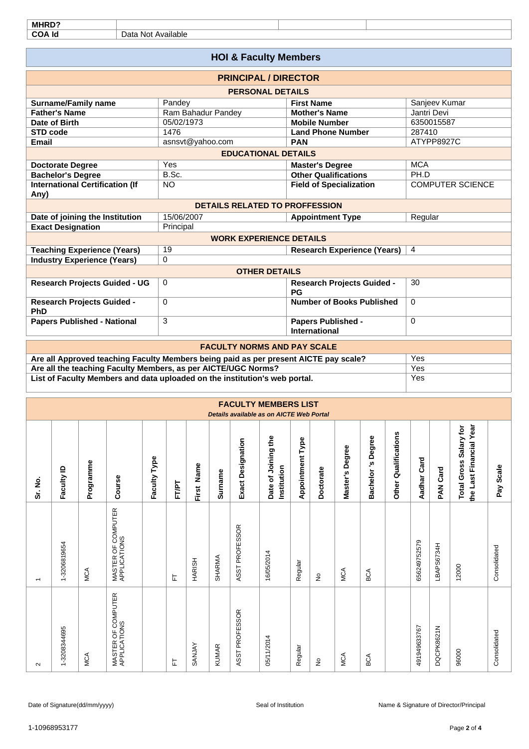| MHRD? | | | |
|---|---|---|---|
| COA Id | Data Not Available | | |

## HOI & Faculty Members

### PRINCIPAL / DIRECTOR

| PERSONAL DETAILS | | | |
|---|---|---|---|
| **Surname/Family name** | Pandey | **First Name** | Sanjeev Kumar |
| **Father's Name** | Ram Bahadur Pandey | **Mother's Name** | Jantri Devi |
| **Date of Birth** | 05/02/1973 | **Mobile Number** | 6350015587 |
| **STD code** | 1476 | **Land Phone Number** | 287410 |
| **Email** | asnsvt@yahoo.com | **PAN** | ATYPP8927C |
| **EDUCATIONAL DETAILS** | | | |
| **Doctorate Degree** | Yes | **Master's Degree** | MCA |
| **Bachelor's Degree** | B.Sc. | **Other Qualifications** | PH.D |
| **International Certification (If Any)** | NO | **Field of Specialization** | COMPUTER SCIENCE |
| **DETAILS RELATED TO PROFFESSION** | | | |
| **Date of joining the Institution** | 15/06/2007 | **Appointment Type** | Regular |
| **Exact Designation** | Principal | | |
| **WORK EXPERIENCE DETAILS** | | | |
| **Teaching Experience (Years)** | 19 | **Research Experience (Years)** | 4 |
| **Industry Experience (Years)** | 0 | | |
| **OTHER DETAILS** | | | |
| **Research Projects Guided - UG** | 0 | **Research Projects Guided - PG** | 30 |
| **Research Projects Guided - PhD** | 0 | **Number of Books Published** | 0 |
| **Papers Published - National** | 3 | **Papers Published - International** | 0 |

### FACULTY NORMS AND PAY SCALE

| Question | Answer |
|---|---|
| **Are all Approved teaching Faculty Members being paid as per present AICTE pay scale?** | Yes |
| **Are all the teaching Faculty Members, as per AICTE/UGC Norms?** | Yes |
| **List of Faculty Members and data uploaded on the institution's web portal.** | Yes |

### FACULTY MEMBERS LIST

*Details available as on AICTE Web Portal*

| Sr. No. | Faculty ID | Programme | Course | Faculty Type | FT/PT | First Name | Surname | Exact Designation | Date of Joining the Institution | Appointment Type | Doctorate | Master's Degree | Bachelor 's Degree | Other Qualifications | Aadhar Card | PAN Card | Total Gross Salary for the Last Financial Year | Pay Scale |
|---|---|---|---|---|---|---|---|---|---|---|---|---|---|---|---|---|---|---|
| 1 | 1-3206819654 | MCA | MASTER OF COMPUTER APPLICATIONS | | FT | HARISH | SHARMA | ASST PROFESSOR | 16/05/2014 | Regular | No | MCA | BCA | | 656249752579 | LBAPS6734H | 12000 | Consolidated |
| 2 | 1-3208344695 | MCA | MASTER OF COMPUTER APPLICATIONS | | FT | SANJAY | KUMAR | ASST PROFESSOR | 05/11/2014 | Regular | No | MCA | BCA | | 491949633767 | DQCPK8621N | 96000 | Consolidated |

Date of Signature(dd/mm/yyyy) | Seal of Institution | Name & Signature of Director/Principal

1-10968953177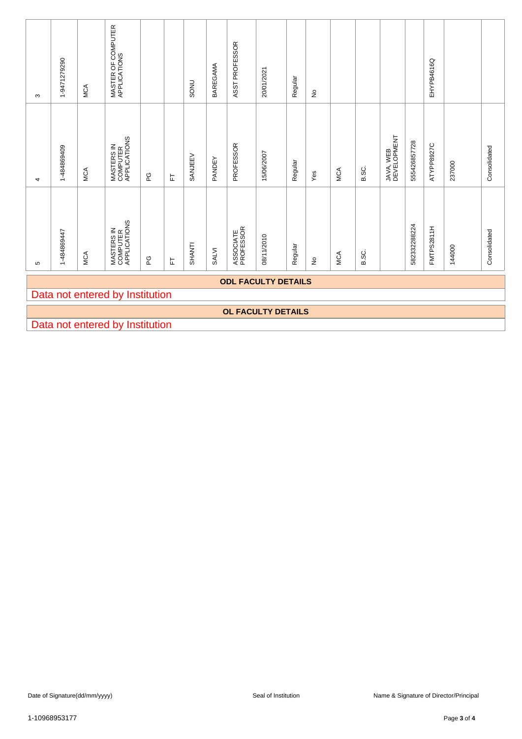| 3 | 1-9471279290 | MCA | MASTER OF COMPUTER APPLICATIONS | | | SONU | BAREGAMA | ASST PROFESSOR | 20/01/2021 | Regular | No | | | | | EHYPB4616Q | | |
|---|---|---|---|---|---|---|---|---|---|---|---|---|---|---|---|---|---|---|
| 4 | 1-484869409 | MCA | MASTERS IN COMPUTER APPLICATIONS | PG | FT | SANJEEV | PANDEY | PROFESSOR | 15/06/2007 | Regular | Yes | MCA | B.SC. | JAVA, WEB DEVELOPMENT | 555426857728 | ATYPP8927C | 237000 | Consolidated |
| 5 | 1-484869447 | MCA | MASTERS IN COMPUTER APPLICATIONS | PG | FT | SHANTI | SALVI | ASSOCIATE PROFESSOR | 08/11/2010 | Regular | No | MCA | B.SC. | | 582332288224 | FMTPS2811H | 144000 | Consolidated |

**ODL FACULTY DETAILS**

Data not entered by Institution

**OL FACULTY DETAILS**

Data not entered by Institution

Date of Signature(dd/mm/yyyy) | Seal of Institution | Name & Signature of Director/Principal

1-10968953177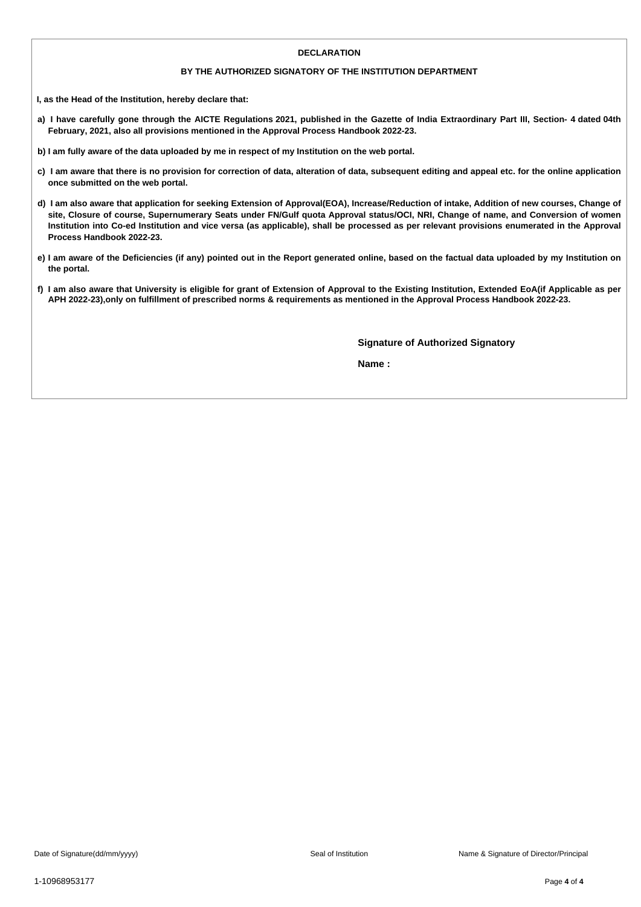**DECLARATION**

**BY THE AUTHORIZED SIGNATORY OF THE INSTITUTION DEPARTMENT**

**I, as the Head of the Institution, hereby declare that:**

**a) I have carefully gone through the AICTE Regulations 2021, published in the Gazette of India Extraordinary Part III, Section- 4 dated 04th February, 2021, also all provisions mentioned in the Approval Process Handbook 2022-23.**

**b) I am fully aware of the data uploaded by me in respect of my Institution on the web portal.**

**c) I am aware that there is no provision for correction of data, alteration of data, subsequent editing and appeal etc. for the online application once submitted on the web portal.**

**d) I am also aware that application for seeking Extension of Approval(EOA), Increase/Reduction of intake, Addition of new courses, Change of site, Closure of course, Supernumerary Seats under FN/Gulf quota Approval status/OCI, NRI, Change of name, and Conversion of women Institution into Co-ed Institution and vice versa (as applicable), shall be processed as per relevant provisions enumerated in the Approval Process Handbook 2022-23.**

**e) I am aware of the Deficiencies (if any) pointed out in the Report generated online, based on the factual data uploaded by my Institution on the portal.**

**f) I am also aware that University is eligible for grant of Extension of Approval to the Existing Institution, Extended EoA(if Applicable as per APH 2022-23),only on fulfillment of prescribed norms & requirements as mentioned in the Approval Process Handbook 2022-23.**

**Signature of Authorized Signatory**

**Name :**

Date of Signature(dd/mm/yyyy)

Seal of Institution

Name & Signature of Director/Principal

1-10968953177